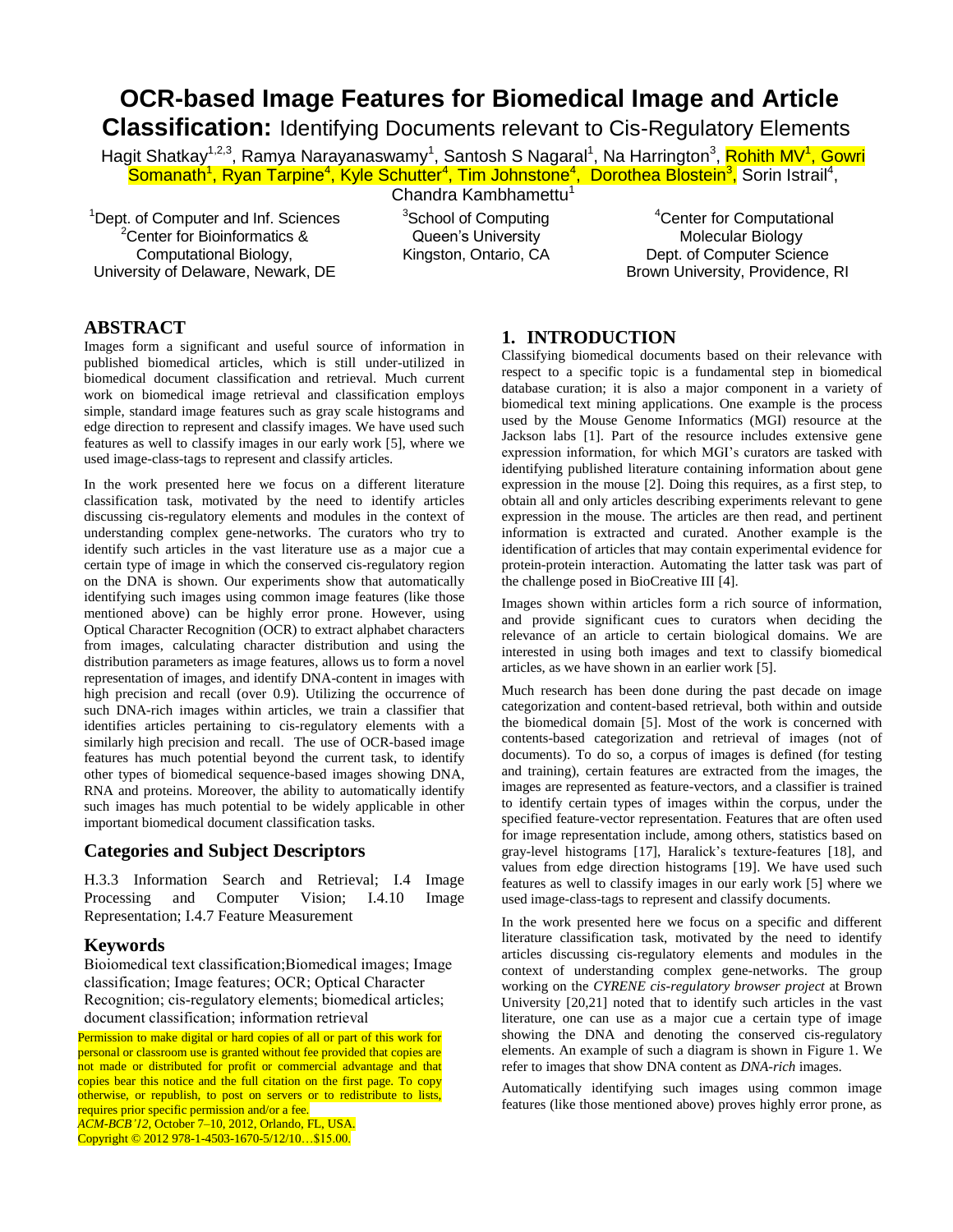# OCR-based Image Features for Biomedical Image and Article Classification: Identifying Documents relevant to Cis-Regulatory Elements

Hagit Shatkay[1,2,3], Ramya Narayanaswamy[1], Santosh S Nagaral[1], Na Harrington[3], Rohith MV[1], Gowri Somanath[1], Ryan Tarpine[4], Kyle Schutter[4], Tim Johnstone[4], Dorothea Blostein[3], Sorin Istrail[4], Chandra Kambhamettu[1]

[1]Dept. of Computer and Inf. Sciences
[2]Center for Bioinformatics & Computational Biology,
University of Delaware, Newark, DE

[3]School of Computing
Queen's University
Kingston, Ontario, CA

[4]Center for Computational Molecular Biology
Dept. of Computer Science
Brown University, Providence, RI

## ABSTRACT

Images form a significant and useful source of information in published biomedical articles, which is still under-utilized in biomedical document classification and retrieval. Much current work on biomedical image retrieval and classification employs simple, standard image features such as gray scale histograms and edge direction to represent and classify images. We have used such features as well to classify images in our early work [5], where we used image-class-tags to represent and classify articles.

In the work presented here we focus on a different literature classification task, motivated by the need to identify articles discussing cis-regulatory elements and modules in the context of understanding complex gene-networks. The curators who try to identify such articles in the vast literature use as a major cue a certain type of image in which the conserved cis-regulatory region on the DNA is shown. Our experiments show that automatically identifying such images using common image features (like those mentioned above) can be highly error prone. However, using Optical Character Recognition (OCR) to extract alphabet characters from images, calculating character distribution and using the distribution parameters as image features, allows us to form a novel representation of images, and identify DNA-content in images with high precision and recall (over 0.9). Utilizing the occurrence of such DNA-rich images within articles, we train a classifier that identifies articles pertaining to cis-regulatory elements with a similarly high precision and recall. The use of OCR-based image features has much potential beyond the current task, to identify other types of biomedical sequence-based images showing DNA, RNA and proteins. Moreover, the ability to automatically identify such images has much potential to be widely applicable in other important biomedical document classification tasks.

## Categories and Subject Descriptors

H.3.3 Information Search and Retrieval; I.4 Image Processing and Computer Vision; I.4.10 Image Representation; I.4.7 Feature Measurement

## Keywords

Bioiomedical text classification;Biomedical images; Image classification; Image features; OCR; Optical Character Recognition; cis-regulatory elements; biomedical articles; document classification; information retrieval

Permission to make digital or hard copies of all or part of this work for personal or classroom use is granted without fee provided that copies are not made or distributed for profit or commercial advantage and that copies bear this notice and the full citation on the first page. To copy otherwise, or republish, to post on servers or to redistribute to lists, requires prior specific permission and/or a fee.
*ACM-BCB'12*, October 7–10, 2012, Orlando, FL, USA.
Copyright © 2012 978-1-4503-1670-5/12/10…$15.00.

## 1. INTRODUCTION

Classifying biomedical documents based on their relevance with respect to a specific topic is a fundamental step in biomedical database curation; it is also a major component in a variety of biomedical text mining applications. One example is the process used by the Mouse Genome Informatics (MGI) resource at the Jackson labs [1]. Part of the resource includes extensive gene expression information, for which MGI's curators are tasked with identifying published literature containing information about gene expression in the mouse [2]. Doing this requires, as a first step, to obtain all and only articles describing experiments relevant to gene expression in the mouse. The articles are then read, and pertinent information is extracted and curated. Another example is the identification of articles that may contain experimental evidence for protein-protein interaction. Automating the latter task was part of the challenge posed in BioCreative III [4].

Images shown within articles form a rich source of information, and provide significant cues to curators when deciding the relevance of an article to certain biological domains. We are interested in using both images and text to classify biomedical articles, as we have shown in an earlier work [5].

Much research has been done during the past decade on image categorization and content-based retrieval, both within and outside the biomedical domain [5]. Most of the work is concerned with contents-based categorization and retrieval of images (not of documents). To do so, a corpus of images is defined (for testing and training), certain features are extracted from the images, the images are represented as feature-vectors, and a classifier is trained to identify certain types of images within the corpus, under the specified feature-vector representation. Features that are often used for image representation include, among others, statistics based on gray-level histograms [17], Haralick's texture-features [18], and values from edge direction histograms [19]. We have used such features as well to classify images in our early work [5] where we used image-class-tags to represent and classify documents.

In the work presented here we focus on a specific and different literature classification task, motivated by the need to identify articles discussing cis-regulatory elements and modules in the context of understanding complex gene-networks. The group working on the *CYRENE cis-regulatory browser project* at Brown University [20,21] noted that to identify such articles in the vast literature, one can use as a major cue a certain type of image showing the DNA and denoting the conserved cis-regulatory elements. An example of such a diagram is shown in Figure 1. We refer to images that show DNA content as *DNA-rich* images.

Automatically identifying such images using common image features (like those mentioned above) proves highly error prone, as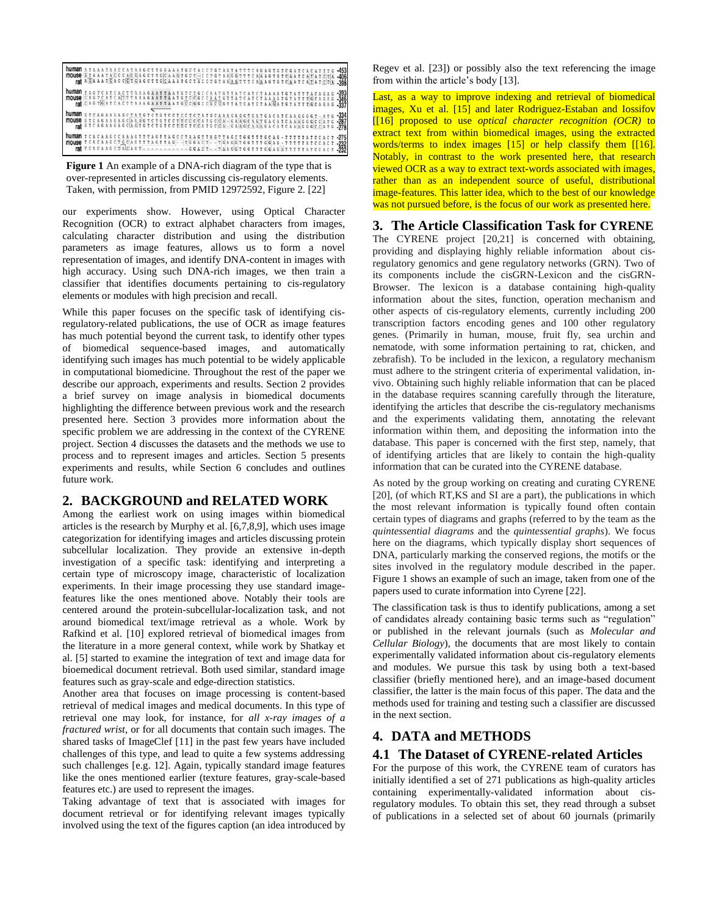**Figure 1** An example of a DNA-rich diagram of the type that is over-represented in articles discussing cis-regulatory elements. Taken, with permission, from PMID 12972592, Figure 2. [22]

our experiments show. However, using Optical Character Recognition (OCR) to extract alphabet characters from images, calculating character distribution and using the distribution parameters as image features, allows us to form a novel representation of images, and identify DNA-content in images with high accuracy. Using such DNA-rich images, we then train a classifier that identifies documents pertaining to cis-regulatory elements or modules with high precision and recall.

While this paper focuses on the specific task of identifying cis-regulatory-related publications, the use of OCR as image features has much potential beyond the current task, to identify other types of biomedical sequence-based images, and automatically identifying such images has much potential to be widely applicable in computational biomedicine. Throughout the rest of the paper we describe our approach, experiments and results. Section 2 provides a brief survey on image analysis in biomedical documents highlighting the difference between previous work and the research presented here. Section 3 provides more information about the specific problem we are addressing in the context of the CYRENE project. Section 4 discusses the datasets and the methods we use to process and to represent images and articles. Section 5 presents experiments and results, while Section 6 concludes and outlines future work.

## 2. BACKGROUND and RELATED WORK

Among the earliest work on using images within biomedical articles is the research by Murphy et al. [6,7,8,9], which uses image categorization for identifying images and articles discussing protein subcellular localization. They provide an extensive in-depth investigation of a specific task: identifying and interpreting a certain type of microscopy image, characteristic of localization experiments. In their image processing they use standard image-features like the ones mentioned above. Notably their tools are centered around the protein-subcellular-localization task, and not around biomedical text/image retrieval as a whole. Work by Rafkind et al. [10] explored retrieval of biomedical images from the literature in a more general context, while work by Shatkay et al. [5] started to examine the integration of text and image data for bioemedical document retrieval. Both used similar, standard image features such as gray-scale and edge-direction statistics.

Another area that focuses on image processing is content-based retrieval of medical images and medical documents. In this type of retrieval one may look, for instance, for *all x-ray images of a fractured wrist*, or for all documents that contain such images. The shared tasks of ImageClef [11] in the past few years have included challenges of this type, and lead to quite a few systems addressing such challenges [e.g. 12]. Again, typically standard image features like the ones mentioned earlier (texture features, gray-scale-based features etc.) are used to represent the images.

Taking advantage of text that is associated with images for document retrieval or for identifying relevant images typically involved using the text of the figures caption (an idea introduced by Regev et al. [23]) or possibly also the text referencing the image from within the article's body [13].

Last, as a way to improve indexing and retrieval of biomedical images, Xu et al. [15] and later Rodriguez-Estaban and Iossifov [[16] proposed to use *optical character recognition (OCR)* to extract text from within biomedical images, using the extracted words/terms to index images [15] or help classify them [[16]. Notably, in contrast to the work presented here, that research viewed OCR as a way to extract text-words associated with images, rather than as an independent source of useful, distributional image-features. This latter idea, which to the best of our knowledge was not pursued before, is the focus of our work as presented here.

## 3. The Article Classification Task for CYRENE

The CYRENE project [20,21] is concerned with obtaining, providing and displaying highly reliable information about cis-regulatory genomics and gene regulatory networks (GRN). Two of its components include the cisGRN-Lexicon and the cisGRN-Browser. The lexicon is a database containing high-quality information about the sites, function, operation mechanism and other aspects of cis-regulatory elements, currently including 200 transcription factors encoding genes and 100 other regulatory genes. (Primarily in human, mouse, fruit fly, sea urchin and nematode, with some information pertaining to rat, chicken, and zebrafish). To be included in the lexicon, a regulatory mechanism must adhere to the stringent criteria of experimental validation, in-vivo. Obtaining such highly reliable information that can be placed in the database requires scanning carefully through the literature, identifying the articles that describe the cis-regulatory mechanisms and the experiments validating them, annotating the relevant information within them, and depositing the information into the database. This paper is concerned with the first step, namely, that of identifying articles that are likely to contain the high-quality information that can be curated into the CYRENE database.

As noted by the group working on creating and curating CYRENE [20], (of which RT,KS and SI are a part), the publications in which the most relevant information is typically found often contain certain types of diagrams and graphs (referred to by the team as the *quintessential diagrams* and the *quintessential graphs*). We focus here on the diagrams, which typically display short sequences of DNA, particularly marking the conserved regions, the motifs or the sites involved in the regulatory module described in the paper. Figure 1 shows an example of such an image, taken from one of the papers used to curate information into Cyrene [22].

The classification task is thus to identify publications, among a set of candidates already containing basic terms such as "regulation" or published in the relevant journals (such as *Molecular and Cellular Biology*), the documents that are most likely to contain experimentally validated information about cis-regulatory elements and modules. We pursue this task by using both a text-based classifier (briefly mentioned here), and an image-based document classifier, the latter is the main focus of this paper. The data and the methods used for training and testing such a classifier are discussed in the next section.

## 4. DATA and METHODS

### 4.1 The Dataset of CYRENE-related Articles

For the purpose of this work, the CYRENE team of curators has initially identified a set of 271 publications as high-quality articles containing experimentally-validated information about cis-regulatory modules. To obtain this set, they read through a subset of publications in a selected set of about 60 journals (primarily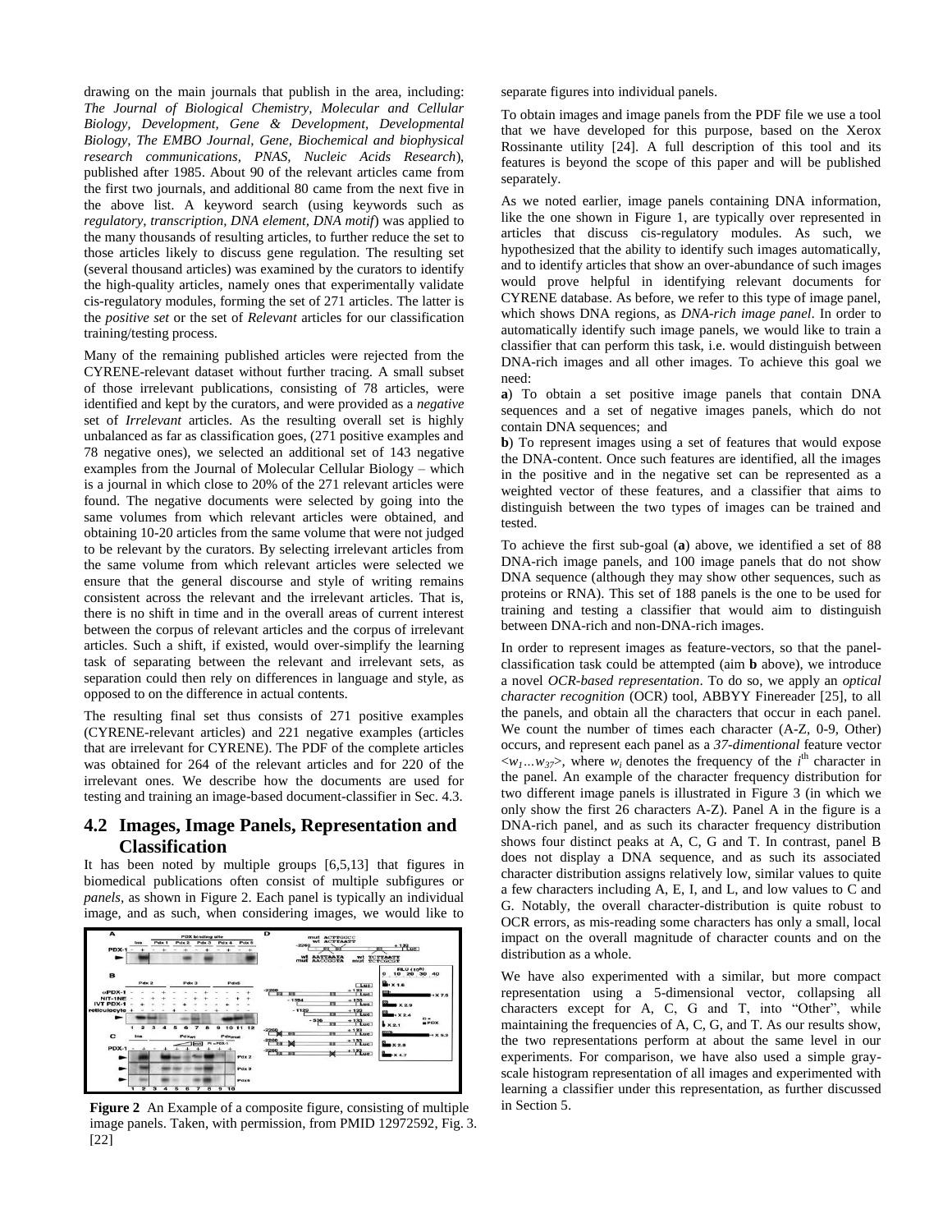drawing on the main journals that publish in the area, including: *The Journal of Biological Chemistry, Molecular and Cellular Biology, Development, Gene & Development, Developmental Biology, The EMBO Journal, Gene, Biochemical and biophysical research communications, PNAS, Nucleic Acids Research*), published after 1985. About 90 of the relevant articles came from the first two journals, and additional 80 came from the next five in the above list. A keyword search (using keywords such as *regulatory, transcription, DNA element, DNA motif*) was applied to the many thousands of resulting articles, to further reduce the set to those articles likely to discuss gene regulation. The resulting set (several thousand articles) was examined by the curators to identify the high-quality articles, namely ones that experimentally validate cis-regulatory modules, forming the set of 271 articles. The latter is the *positive set* or the set of *Relevant* articles for our classification training/testing process.

Many of the remaining published articles were rejected from the CYRENE-relevant dataset without further tracing. A small subset of those irrelevant publications, consisting of 78 articles, were identified and kept by the curators, and were provided as a *negative* set of *Irrelevant* articles. As the resulting overall set is highly unbalanced as far as classification goes, (271 positive examples and 78 negative ones), we selected an additional set of 143 negative examples from the Journal of Molecular Cellular Biology – which is a journal in which close to 20% of the 271 relevant articles were found. The negative documents were selected by going into the same volumes from which relevant articles were obtained, and obtaining 10-20 articles from the same volume that were not judged to be relevant by the curators. By selecting irrelevant articles from the same volume from which relevant articles were selected we ensure that the general discourse and style of writing remains consistent across the relevant and the irrelevant articles. That is, there is no shift in time and in the overall areas of current interest between the corpus of relevant articles and the corpus of irrelevant articles. Such a shift, if existed, would over-simplify the learning task of separating between the relevant and irrelevant sets, as separation could then rely on differences in language and style, as opposed to on the difference in actual contents.

The resulting final set thus consists of 271 positive examples (CYRENE-relevant articles) and 221 negative examples (articles that are irrelevant for CYRENE). The PDF of the complete articles was obtained for 264 of the relevant articles and for 220 of the irrelevant ones. We describe how the documents are used for testing and training an image-based document-classifier in Sec. 4.3.

## 4.2 Images, Image Panels, Representation and Classification

It has been noted by multiple groups [6,5,13] that figures in biomedical publications often consist of multiple subfigures or *panels*, as shown in Figure 2. Each panel is typically an individual image, and as such, when considering images, we would like to separate figures into individual panels.

**Figure 2** An Example of a composite figure, consisting of multiple image panels. Taken, with permission, from PMID 12972592, Fig. 3. [22]

To obtain images and image panels from the PDF file we use a tool that we have developed for this purpose, based on the Xerox Rossinante utility [24]. A full description of this tool and its features is beyond the scope of this paper and will be published separately.

As we noted earlier, image panels containing DNA information, like the one shown in Figure 1, are typically over represented in articles that discuss cis-regulatory modules. As such, we hypothesized that the ability to identify such images automatically, and to identify articles that show an over-abundance of such images would prove helpful in identifying relevant documents for CYRENE database. As before, we refer to this type of image panel, which shows DNA regions, as *DNA-rich image panel*. In order to automatically identify such image panels, we would like to train a classifier that can perform this task, i.e. would distinguish between DNA-rich images and all other images. To achieve this goal we need:

**a**) To obtain a set positive image panels that contain DNA sequences and a set of negative images panels, which do not contain DNA sequences; and

**b**) To represent images using a set of features that would expose the DNA-content. Once such features are identified, all the images in the positive and in the negative set can be represented as a weighted vector of these features, and a classifier that aims to distinguish between the two types of images can be trained and tested.

To achieve the first sub-goal (**a**) above, we identified a set of 88 DNA-rich image panels, and 100 image panels that do not show DNA sequence (although they may show other sequences, such as proteins or RNA). This set of 188 panels is the one to be used for training and testing a classifier that would aim to distinguish between DNA-rich and non-DNA-rich images.

In order to represent images as feature-vectors, so that the panel-classification task could be attempted (aim **b** above), we introduce a novel *OCR-based representation*. To do so, we apply an *optical character recognition* (OCR) tool, ABBYY Finereader [25], to all the panels, and obtain all the characters that occur in each panel. We count the number of times each character (A-Z, 0-9, Other) occurs, and represent each panel as a *37-dimentional* feature vector $<w_1…w_{37}>$, where $w_i$ denotes the frequency of the $i^{th}$ character in the panel. An example of the character frequency distribution for two different image panels is illustrated in Figure 3 (in which we only show the first 26 characters A-Z). Panel A in the figure is a DNA-rich panel, and as such its character frequency distribution shows four distinct peaks at A, C, G and T. In contrast, panel B does not display a DNA sequence, and as such its associated character distribution assigns relatively low, similar values to quite a few characters including A, E, I, and L, and low values to C and G. Notably, the overall character-distribution is quite robust to OCR errors, as mis-reading some characters has only a small, local impact on the overall magnitude of character counts and on the distribution as a whole.

We have also experimented with a similar, but more compact representation using a 5-dimensional vector, collapsing all characters except for A, C, G and T, into "Other", while maintaining the frequencies of A, C, G, and T. As our results show, the two representations perform at about the same level in our experiments. For comparison, we have also used a simple gray-scale histogram representation of all images and experimented with learning a classifier under this representation, as further discussed in Section 5.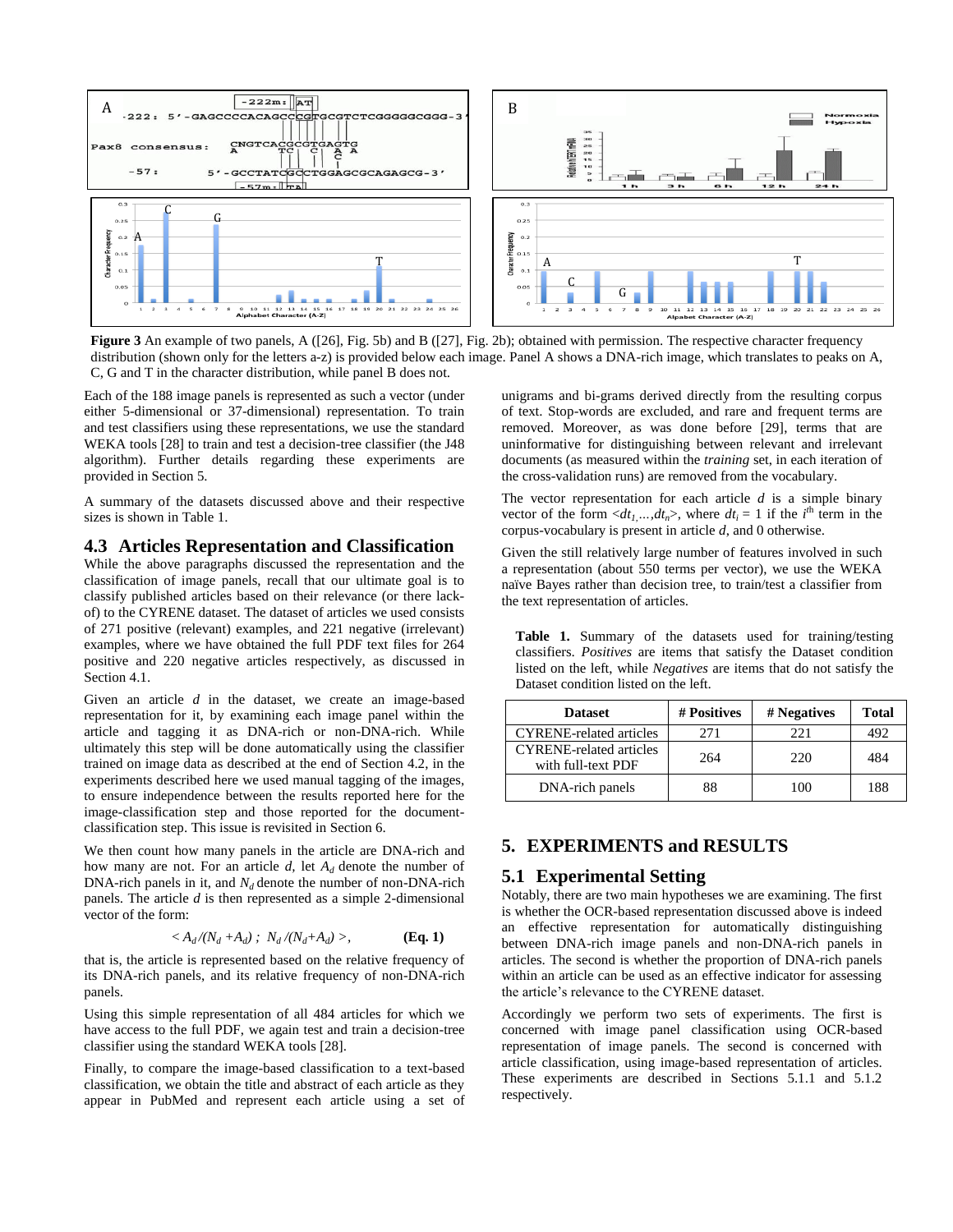**Figure 3** An example of two panels, A ([26], Fig. 5b) and B ([27], Fig. 2b); obtained with permission. The respective character frequency distribution (shown only for the letters a-z) is provided below each image. Panel A shows a DNA-rich image, which translates to peaks on A, C, G and T in the character distribution, while panel B does not.

Each of the 188 image panels is represented as such a vector (under either 5-dimensional or 37-dimensional) representation. To train and test classifiers using these representations, we use the standard WEKA tools [28] to train and test a decision-tree classifier (the J48 algorithm). Further details regarding these experiments are provided in Section 5.

A summary of the datasets discussed above and their respective sizes is shown in Table 1.

## 4.3 Articles Representation and Classification

While the above paragraphs discussed the representation and the classification of image panels, recall that our ultimate goal is to classify published articles based on their relevance (or there lack-of) to the CYRENE dataset. The dataset of articles we used consists of 271 positive (relevant) examples, and 221 negative (irrelevant) examples, where we have obtained the full PDF text files for 264 positive and 220 negative articles respectively, as discussed in Section 4.1.

Given an article $d$ in the dataset, we create an image-based representation for it, by examining each image panel within the article and tagging it as DNA-rich or non-DNA-rich. While ultimately this step will be done automatically using the classifier trained on image data as described at the end of Section 4.2, in the experiments described here we used manual tagging of the images, to ensure independence between the results reported here for the image-classification step and those reported for the document-classification step. This issue is revisited in Section 6.

We then count how many panels in the article are DNA-rich and how many are not. For an article $d$, let $A_d$ denote the number of DNA-rich panels in it, and $N_d$ denote the number of non-DNA-rich panels. The article $d$ is then represented as a simple 2-dimensional vector of the form:

$$< A_d/(N_d + A_d) \; ; \; N_d/(N_d + A_d) >, \qquad \textbf{(Eq. 1)}$$

that is, the article is represented based on the relative frequency of its DNA-rich panels, and its relative frequency of non-DNA-rich panels.

Using this simple representation of all 484 articles for which we have access to the full PDF, we again test and train a decision-tree classifier using the standard WEKA tools [28].

Finally, to compare the image-based classification to a text-based classification, we obtain the title and abstract of each article as they appear in PubMed and represent each article using a set of unigrams and bi-grams derived directly from the resulting corpus of text. Stop-words are excluded, and rare and frequent terms are removed. Moreover, as was done before [29], terms that are uninformative for distinguishing between relevant and irrelevant documents (as measured within the *training* set, in each iteration of the cross-validation runs) are removed from the vocabulary.

The vector representation for each article $d$ is a simple binary vector of the form $<dt_1,\ldots,dt_n>$, where $dt_i = 1$ if the $i^{th}$ term in the corpus-vocabulary is present in article $d$, and 0 otherwise.

Given the still relatively large number of features involved in such a representation (about 550 terms per vector), we use the WEKA naïve Bayes rather than decision tree, to train/test a classifier from the text representation of articles.

**Table 1.** Summary of the datasets used for training/testing classifiers. *Positives* are items that satisfy the Dataset condition listed on the left, while *Negatives* are items that do not satisfy the Dataset condition listed on the left.

| Dataset | # Positives | # Negatives | Total |
|---|---|---|---|
| CYRENE-related articles | 271 | 221 | 492 |
| CYRENE-related articles with full-text PDF | 264 | 220 | 484 |
| DNA-rich panels | 88 | 100 | 188 |

# 5. EXPERIMENTS and RESULTS

## 5.1 Experimental Setting

Notably, there are two main hypotheses we are examining. The first is whether the OCR-based representation discussed above is indeed an effective representation for automatically distinguishing between DNA-rich image panels and non-DNA-rich panels in articles. The second is whether the proportion of DNA-rich panels within an article can be used as an effective indicator for assessing the article's relevance to the CYRENE dataset.

Accordingly we perform two sets of experiments. The first is concerned with image panel classification using OCR-based representation of image panels. The second is concerned with article classification, using image-based representation of articles. These experiments are described in Sections 5.1.1 and 5.1.2 respectively.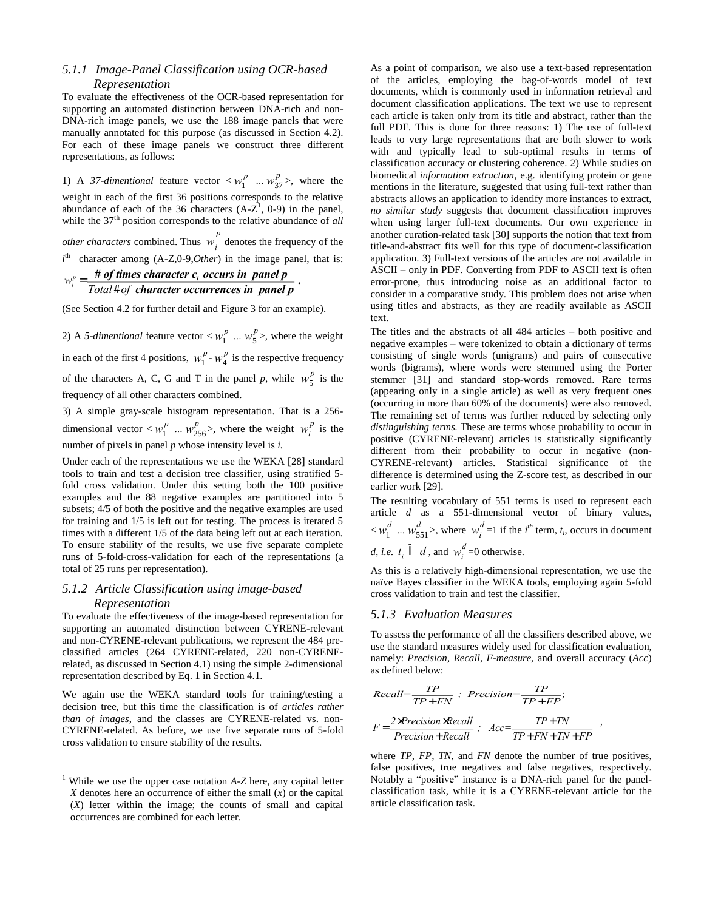### 5.1.1 Image-Panel Classification using OCR-based Representation

To evaluate the effectiveness of the OCR-based representation for supporting an automated distinction between DNA-rich and non-DNA-rich image panels, we use the 188 image panels that were manually annotated for this purpose (as discussed in Section 4.2). For each of these image panels we construct three different representations, as follows:

1) A *37-dimentional* feature vector $< w_1^p \; ... \; w_{37}^p >$, where the weight in each of the first 36 positions corresponds to the relative abundance of each of the 36 characters (A-Z[1], 0-9) in the panel, while the 37[th] position corresponds to the relative abundance of *all other characters* combined. Thus $w_i^p$ denotes the frequency of the $i^{th}$ character among (A-Z,0-9,*Other*) in the image panel, that is:

$$w_i^p = \frac{\textit{\# of times character } c_i \textit{ occurs in panel } p}{\textit{Total \# of character occurrences in panel } p}.$$

(See Section 4.2 for further detail and Figure 3 for an example).

2) A *5-dimentional* feature vector $< w_1^p \; ... \; w_5^p >$, where the weight in each of the first 4 positions, $w_1^p$ - $w_4^p$ is the respective frequency of the characters A, C, G and T in the panel *p*, while $w_5^p$ is the frequency of all other characters combined.

3) A simple gray-scale histogram representation. That is a 256-dimensional vector $< w_1^p \; ... \; w_{256}^p >$, where the weight $w_i^p$ is the number of pixels in panel *p* whose intensity level is *i*.

Under each of the representations we use the WEKA [28] standard tools to train and test a decision tree classifier, using stratified 5-fold cross validation. Under this setting both the 100 positive examples and the 88 negative examples are partitioned into 5 subsets; 4/5 of both the positive and the negative examples are used for training and 1/5 is left out for testing. The process is iterated 5 times with a different 1/5 of the data being left out at each iteration. To ensure stability of the results, we use five separate complete runs of 5-fold-cross-validation for each of the representations (a total of 25 runs per representation).

### 5.1.2 Article Classification using image-based Representation

To evaluate the effectiveness of the image-based representation for supporting an automated distinction between CYRENE-relevant and non-CYRENE-relevant publications, we represent the 484 pre-classified articles (264 CYRENE-related, 220 non-CYRENE-related, as discussed in Section 4.1) using the simple 2-dimensional representation described by Eq. 1 in Section 4.1.

We again use the WEKA standard tools for training/testing a decision tree, but this time the classification is of *articles rather than of images*, and the classes are CYRENE-related vs. non-CYRENE-related. As before, we use five separate runs of 5-fold cross validation to ensure stability of the results.

[1] While we use the upper case notation *A-Z* here, any capital letter *X* denotes here an occurrence of either the small (*x*) or the capital (*X*) letter within the image; the counts of small and capital occurrences are combined for each letter.

As a point of comparison, we also use a text-based representation of the articles, employing the bag-of-words model of text documents, which is commonly used in information retrieval and document classification applications. The text we use to represent each article is taken only from its title and abstract, rather than the full PDF. This is done for three reasons: 1) The use of full-text leads to very large representations that are both slower to work with and typically lead to sub-optimal results in terms of classification accuracy or clustering coherence. 2) While studies on biomedical *information extraction*, e.g. identifying protein or gene mentions in the literature, suggested that using full-text rather than abstracts allows an application to identify more instances to extract, *no similar study* suggests that document classification improves when using larger full-text documents. Our own experience in another curation-related task [30] supports the notion that text from title-and-abstract fits well for this type of document-classification application. 3) Full-text versions of the articles are not available in ASCII – only in PDF. Converting from PDF to ASCII text is often error-prone, thus introducing noise as an additional factor to consider in a comparative study. This problem does not arise when using titles and abstracts, as they are readily available as ASCII text.

The titles and the abstracts of all 484 articles – both positive and negative examples – were tokenized to obtain a dictionary of terms consisting of single words (unigrams) and pairs of consecutive words (bigrams), where words were stemmed using the Porter stemmer [31] and standard stop-words removed. Rare terms (appearing only in a single article) as well as very frequent ones (occurring in more than 60% of the documents) were also removed. The remaining set of terms was further reduced by selecting only *distinguishing terms.* These are terms whose probability to occur in positive (CYRENE-relevant) articles is statistically significantly different from their probability to occur in negative (non-CYRENE-relevant) articles. Statistical significance of the difference is determined using the Z-score test, as described in our earlier work [29].

The resulting vocabulary of 551 terms is used to represent each article *d* as a 551-dimensional vector of binary values, $< w_1^d \; ... \; w_{551}^d >$, where $w_i^d$=1 if the $i^{th}$ term, $t_i$, occurs in document *d, i.e.* $t_i \in d$, and $w_i^d$=0 otherwise.

As this is a relatively high-dimensional representation, we use the naïve Bayes classifier in the WEKA tools, employing again 5-fold cross validation to train and test the classifier.

### 5.1.3 Evaluation Measures

To assess the performance of all the classifiers described above, we use the standard measures widely used for classification evaluation, namely: *Precision*, *Recall*, *F-measure*, and overall accuracy (*Acc*) as defined below:

$$Recall = \frac{TP}{TP+FN} \; ; \; Precision = \frac{TP}{TP+FP};$$

$$F = \frac{2 \times Precision \times Recall}{Precision + Recall} \; ; \; Acc = \frac{TP+TN}{TP+FN+TN+FP},$$

where *TP*, *FP*, *TN*, and *FN* denote the number of true positives, false positives, true negatives and false negatives, respectively. Notably a "positive" instance is a DNA-rich panel for the panel-classification task, while it is a CYRENE-relevant article for the article classification task.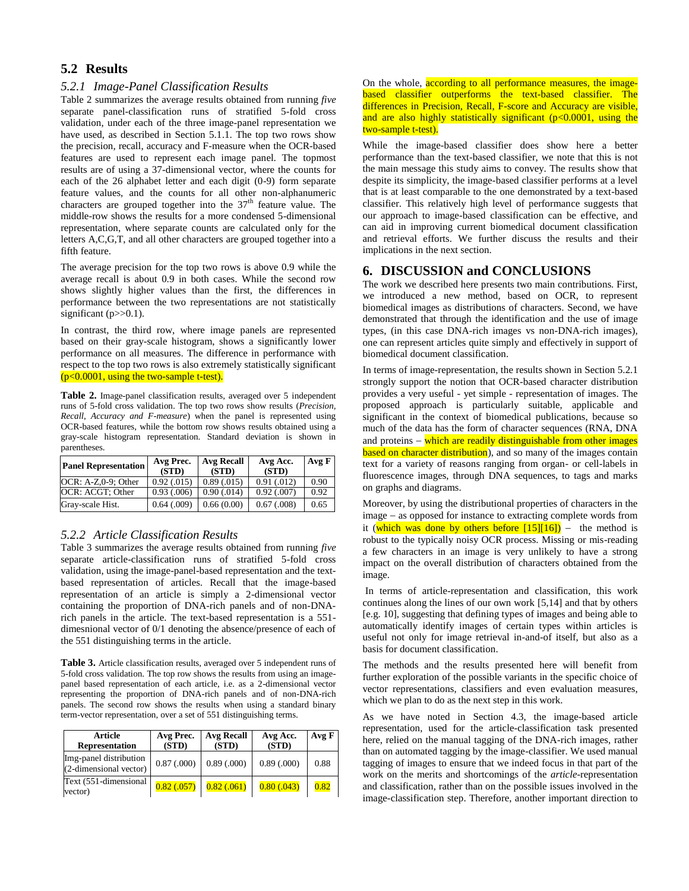## 5.2 Results

### 5.2.1 Image-Panel Classification Results

Table 2 summarizes the average results obtained from running *five* separate panel-classification runs of stratified 5-fold cross validation, under each of the three image-panel representation we have used, as described in Section 5.1.1. The top two rows show the precision, recall, accuracy and F-measure when the OCR-based features are used to represent each image panel. The topmost results are of using a 37-dimensional vector, where the counts for each of the 26 alphabet letter and each digit (0-9) form separate feature values, and the counts for all other non-alphanumeric characters are grouped together into the $37^{th}$ feature value. The middle-row shows the results for a more condensed 5-dimensional representation, where separate counts are calculated only for the letters A,C,G,T, and all other characters are grouped together into a fifth feature.

The average precision for the top two rows is above 0.9 while the average recall is about 0.9 in both cases. While the second row shows slightly higher values than the first, the differences in performance between the two representations are not statistically significant ($p \gg 0.1$).

In contrast, the third row, where image panels are represented based on their gray-scale histogram, shows a significantly lower performance on all measures. The difference in performance with respect to the top two rows is also extremely statistically significant ($p<0.0001$, using the two-sample t-test).

**Table 2.** Image-panel classification results, averaged over 5 independent runs of 5-fold cross validation. The top two rows show results (*Precision, Recall, Accuracy and F-measure*) when the panel is represented using OCR-based features, while the bottom row shows results obtained using a gray-scale histogram representation. Standard deviation is shown in parentheses.

| Panel Representation | Avg Prec. (STD) | Avg Recall (STD) | Avg Acc. (STD) | Avg F |
|---|---|---|---|---|
| OCR: A-Z,0-9; Other | 0.92 (.015) | 0.89 (.015) | 0.91 (.012) | 0.90 |
| OCR: ACGT; Other | 0.93 (.006) | 0.90 (.014) | 0.92 (.007) | 0.92 |
| Gray-scale Hist. | 0.64 (.009) | 0.66 (0.00) | 0.67 (.008) | 0.65 |

### 5.2.2 Article Classification Results

Table 3 summarizes the average results obtained from running *five* separate article-classification runs of stratified 5-fold cross validation, using the image-panel-based representation and the text-based representation of articles. Recall that the image-based representation of an article is simply a 2-dimensional vector containing the proportion of DNA-rich panels and of non-DNA-rich panels in the article. The text-based representation is a 551-dimesnional vector of 0/1 denoting the absence/presence of each of the 551 distinguishing terms in the article.

**Table 3.** Article classification results, averaged over 5 independent runs of 5-fold cross validation. The top row shows the results from using an image-panel based representation of each article, i.e. as a 2-dimensional vector representing the proportion of DNA-rich panels and of non-DNA-rich panels. The second row shows the results when using a standard binary term-vector representation, over a set of 551 distinguishing terms.

| Article Representation | Avg Prec. (STD) | Avg Recall (STD) | Avg Acc. (STD) | Avg F |
|---|---|---|---|---|
| Img-panel distribution (2-dimensional vector) | 0.87 (.000) | 0.89 (.000) | 0.89 (.000) | 0.88 |
| Text (551-dimensional vector) | 0.82 (.057) | 0.82 (.061) | 0.80 (.043) | 0.82 |

On the whole, according to all performance measures, the image-based classifier outperforms the text-based classifier. The differences in Precision, Recall, F-score and Accuracy are visible, and are also highly statistically significant ($p<0.0001$, using the two-sample t-test).

While the image-based classifier does show here a better performance than the text-based classifier, we note that this is not the main message this study aims to convey. The results show that despite its simplicity, the image-based classifier performs at a level that is at least comparable to the one demonstrated by a text-based classifier. This relatively high level of performance suggests that our approach to image-based classification can be effective, and can aid in improving current biomedical document classification and retrieval efforts. We further discuss the results and their implications in the next section.

## 6. DISCUSSION and CONCLUSIONS

The work we described here presents two main contributions. First, we introduced a new method, based on OCR, to represent biomedical images as distributions of characters. Second, we have demonstrated that through the identification and the use of image types, (in this case DNA-rich images vs non-DNA-rich images), one can represent articles quite simply and effectively in support of biomedical document classification.

In terms of image-representation, the results shown in Section 5.2.1 strongly support the notion that OCR-based character distribution provides a very useful - yet simple - representation of images. The proposed approach is particularly suitable, applicable and significant in the context of biomedical publications, because so much of the data has the form of character sequences (RNA, DNA and proteins – which are readily distinguishable from other images based on character distribution), and so many of the images contain text for a variety of reasons ranging from organ- or cell-labels in fluorescence images, through DNA sequences, to tags and marks on graphs and diagrams.

Moreover, by using the distributional properties of characters in the image – as opposed for instance to extracting complete words from it (which was done by others before [15][16]) – the method is robust to the typically noisy OCR process. Missing or mis-reading a few characters in an image is very unlikely to have a strong impact on the overall distribution of characters obtained from the image.

In terms of article-representation and classification, this work continues along the lines of our own work [5,14] and that by others [e.g. 10], suggesting that defining types of images and being able to automatically identify images of certain types within articles is useful not only for image retrieval in-and-of itself, but also as a basis for document classification.

The methods and the results presented here will benefit from further exploration of the possible variants in the specific choice of vector representations, classifiers and even evaluation measures, which we plan to do as the next step in this work.

As we have noted in Section 4.3, the image-based article representation, used for the article-classification task presented here, relied on the manual tagging of the DNA-rich images, rather than on automated tagging by the image-classifier. We used manual tagging of images to ensure that we indeed focus in that part of the work on the merits and shortcomings of the *article*-representation and classification, rather than on the possible issues involved in the image-classification step. Therefore, another important direction to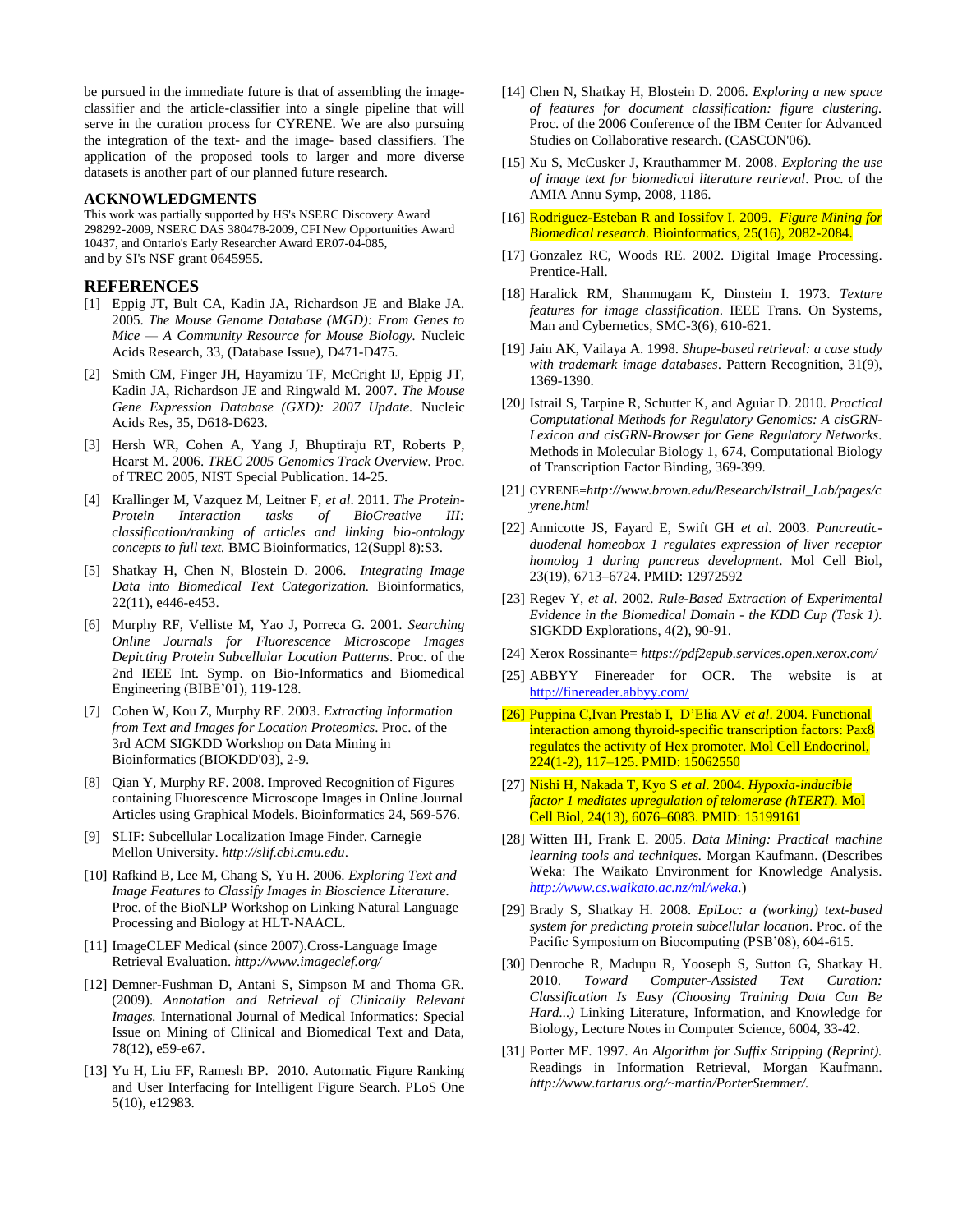be pursued in the immediate future is that of assembling the image-classifier and the article-classifier into a single pipeline that will serve in the curation process for CYRENE. We are also pursuing the integration of the text- and the image- based classifiers. The application of the proposed tools to larger and more diverse datasets is another part of our planned future research.

## ACKNOWLEDGMENTS

This work was partially supported by HS's NSERC Discovery Award 298292-2009, NSERC DAS 380478-2009, CFI New Opportunities Award 10437, and Ontario's Early Researcher Award ER07-04-085, and by SI's NSF grant 0645955.

## REFERENCES

[1] Eppig JT, Bult CA, Kadin JA, Richardson JE and Blake JA. 2005. *The Mouse Genome Database (MGD): From Genes to Mice — A Community Resource for Mouse Biology.* Nucleic Acids Research, 33, (Database Issue), D471-D475.

[2] Smith CM, Finger JH, Hayamizu TF, McCright IJ, Eppig JT, Kadin JA, Richardson JE and Ringwald M. 2007. *The Mouse Gene Expression Database (GXD): 2007 Update.* Nucleic Acids Res, 35, D618-D623.

[3] Hersh WR, Cohen A, Yang J, Bhuptiraju RT, Roberts P, Hearst M. 2006. *TREC 2005 Genomics Track Overview.* Proc. of TREC 2005, NIST Special Publication. 14-25.

[4] Krallinger M, Vazquez M, Leitner F, *et al*. 2011. *The Protein-Protein Interaction tasks of BioCreative III: classification/ranking of articles and linking bio-ontology concepts to full text.* BMC Bioinformatics, 12(Suppl 8):S3.

[5] Shatkay H, Chen N, Blostein D. 2006. *Integrating Image Data into Biomedical Text Categorization.* Bioinformatics, 22(11), e446-e453.

[6] Murphy RF, Velliste M, Yao J, Porreca G. 2001. *Searching Online Journals for Fluorescence Microscope Images Depicting Protein Subcellular Location Patterns*. Proc. of the 2nd IEEE Int. Symp. on Bio-Informatics and Biomedical Engineering (BIBE'01), 119-128.

[7] Cohen W, Kou Z, Murphy RF. 2003. *Extracting Information from Text and Images for Location Proteomics*. Proc. of the 3rd ACM SIGKDD Workshop on Data Mining in Bioinformatics (BIOKDD'03), 2-9.

[8] Qian Y, Murphy RF. 2008. Improved Recognition of Figures containing Fluorescence Microscope Images in Online Journal Articles using Graphical Models. Bioinformatics 24, 569-576.

[9] SLIF: Subcellular Localization Image Finder. Carnegie Mellon University. *http://slif.cbi.cmu.edu*.

[10] Rafkind B, Lee M, Chang S, Yu H. 2006. *Exploring Text and Image Features to Classify Images in Bioscience Literature.* Proc. of the BioNLP Workshop on Linking Natural Language Processing and Biology at HLT-NAACL.

[11] ImageCLEF Medical (since 2007).Cross-Language Image Retrieval Evaluation. *http://www.imageclef.org/*

[12] Demner-Fushman D, Antani S, Simpson M and Thoma GR. (2009). *Annotation and Retrieval of Clinically Relevant Images.* International Journal of Medical Informatics: Special Issue on Mining of Clinical and Biomedical Text and Data, 78(12), e59-e67.

[13] Yu H, Liu FF, Ramesh BP. 2010. Automatic Figure Ranking and User Interfacing for Intelligent Figure Search. PLoS One 5(10), e12983.

[14] Chen N, Shatkay H, Blostein D. 2006. *Exploring a new space of features for document classification: figure clustering.* Proc. of the 2006 Conference of the IBM Center for Advanced Studies on Collaborative research. (CASCON'06).

[15] Xu S, McCusker J, Krauthammer M. 2008. *Exploring the use of image text for biomedical literature retrieval*. Proc. of the AMIA Annu Symp, 2008, 1186.

[16] Rodriguez-Esteban R and Iossifov I. 2009. *Figure Mining for Biomedical research.* Bioinformatics, 25(16), 2082-2084.

[17] Gonzalez RC, Woods RE. 2002. Digital Image Processing. Prentice-Hall.

[18] Haralick RM, Shanmugam K, Dinstein I. 1973. *Texture features for image classification*. IEEE Trans. On Systems, Man and Cybernetics, SMC-3(6), 610-621.

[19] Jain AK, Vailaya A. 1998. *Shape-based retrieval: a case study with trademark image databases*. Pattern Recognition, 31(9), 1369-1390.

[20] Istrail S, Tarpine R, Schutter K, and Aguiar D. 2010. *Practical Computational Methods for Regulatory Genomics: A cisGRN-Lexicon and cisGRN-Browser for Gene Regulatory Networks.* Methods in Molecular Biology 1, 674, Computational Biology of Transcription Factor Binding, 369-399.

[21] CYRENE=*http://www.brown.edu/Research/Istrail_Lab/pages/cyrene.html*

[22] Annicotte JS, Fayard E, Swift GH *et al*. 2003. *Pancreatic-duodenal homeobox 1 regulates expression of liver receptor homolog 1 during pancreas development*. Mol Cell Biol, 23(19), 6713–6724. PMID: 12972592

[23] Regev Y, *et al*. 2002. *Rule-Based Extraction of Experimental Evidence in the Biomedical Domain - the KDD Cup (Task 1).* SIGKDD Explorations, 4(2), 90-91.

[24] Xerox Rossinante= *https://pdf2epub.services.open.xerox.com/*

[25] ABBYY Finereader for OCR. The website is at http://finereader.abbyy.com/

[26] Puppina C,Ivan Prestab I, D'Elia AV *et al*. 2004. Functional interaction among thyroid-specific transcription factors: Pax8 regulates the activity of Hex promoter. Mol Cell Endocrinol, 224(1-2), 117–125. PMID: 15062550

[27] Nishi H, Nakada T, Kyo S *et al*. 2004. *Hypoxia-inducible factor 1 mediates upregulation of telomerase (hTERT).* Mol Cell Biol, 24(13), 6076–6083. PMID: 15199161

[28] Witten IH, Frank E. 2005. *Data Mining: Practical machine learning tools and techniques.* Morgan Kaufmann. (Describes Weka: The Waikato Environment for Knowledge Analysis. *http://www.cs.waikato.ac.nz/ml/weka.*)

[29] Brady S, Shatkay H. 2008. *EpiLoc: a (working) text-based system for predicting protein subcellular location*. Proc. of the Pacific Symposium on Biocomputing (PSB'08), 604-615.

[30] Denroche R, Madupu R, Yooseph S, Sutton G, Shatkay H. 2010. *Toward Computer-Assisted Text Curation: Classification Is Easy (Choosing Training Data Can Be Hard...)* Linking Literature, Information, and Knowledge for Biology, Lecture Notes in Computer Science, 6004, 33-42.

[31] Porter MF. 1997. *An Algorithm for Suffix Stripping (Reprint).* Readings in Information Retrieval, Morgan Kaufmann. *http://www.tartarus.org/~martin/PorterStemmer/.*